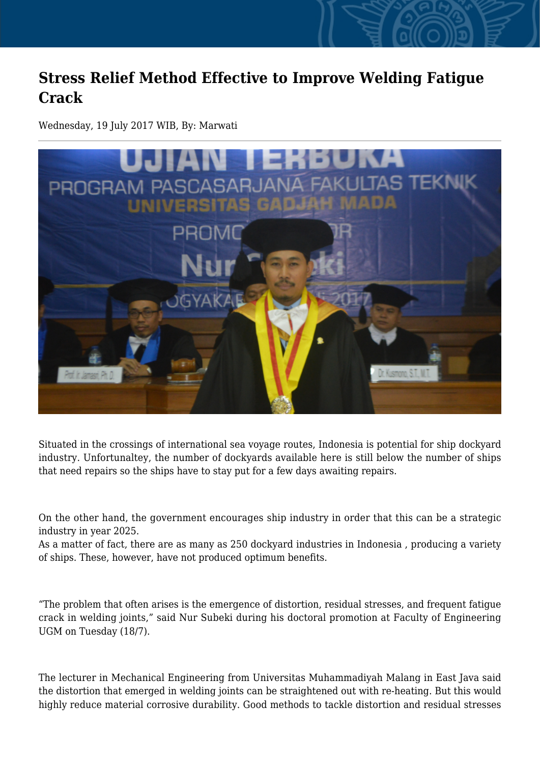# Stress Relief Method Effective to Improve Welding Fatigue Crack

Wednesday, 19 July 2017 WIB, By: Marwati

Situated in the crossings of international sea voyage routes, Indonesia is potential for ship dockyard industry. Unfortunaltey, the number of dockyards available here is still below the number of ships that need repairs so the ships have to stay put for a few days awaiting repairs.

On the other hand, the government encourages ship industry in order that this can be a strategic industry in year 2025.
As a matter of fact, there are as many as 250 dockyard industries in Indonesia , producing a variety of ships. These, however, have not produced optimum benefits.

"The problem that often arises is the emergence of distortion, residual stresses, and frequent fatigue crack in welding joints," said Nur Subeki during his doctoral promotion at Faculty of Engineering UGM on Tuesday (18/7).

The lecturer in Mechanical Engineering from Universitas Muhammadiyah Malang in East Java said the distortion that emerged in welding joints can be straightened out with re-heating. But this would highly reduce material corrosive durability. Good methods to tackle distortion and residual stresses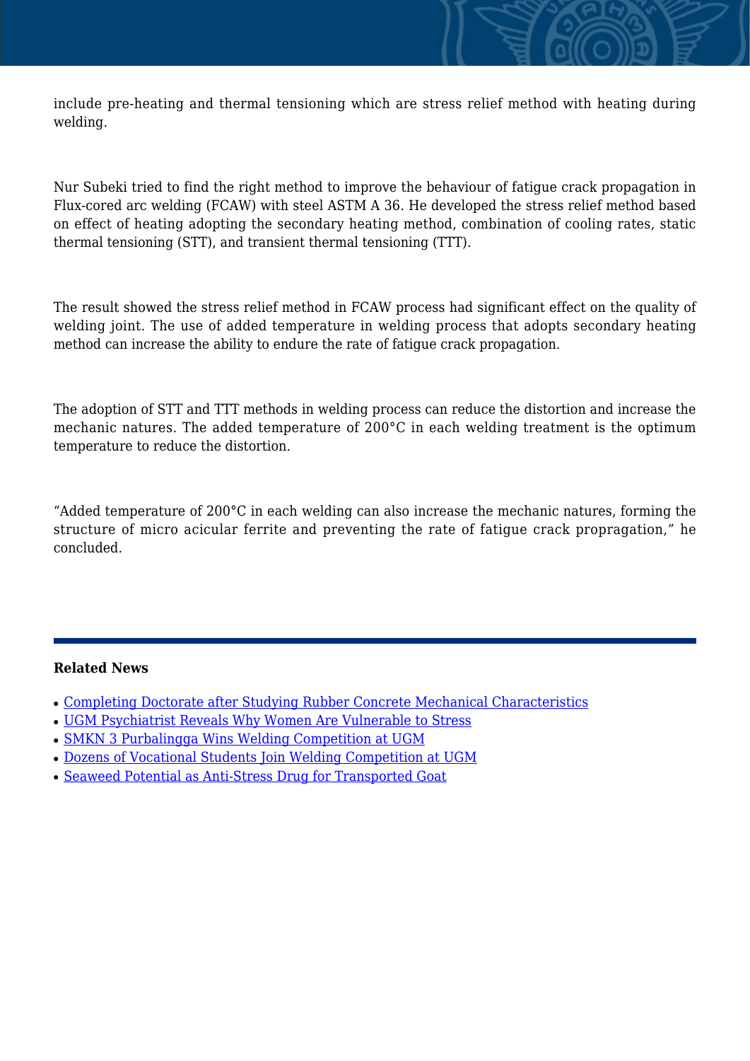include pre-heating and thermal tensioning which are stress relief method with heating during welding.

Nur Subeki tried to find the right method to improve the behaviour of fatigue crack propagation in Flux-cored arc welding (FCAW) with steel ASTM A 36. He developed the stress relief method based on effect of heating adopting the secondary heating method, combination of cooling rates, static thermal tensioning (STT), and transient thermal tensioning (TTT).

The result showed the stress relief method in FCAW process had significant effect on the quality of welding joint. The use of added temperature in welding process that adopts secondary heating method can increase the ability to endure the rate of fatigue crack propagation.

The adoption of STT and TTT methods in welding process can reduce the distortion and increase the mechanic natures. The added temperature of 200°C in each welding treatment is the optimum temperature to reduce the distortion.

"Added temperature of 200°C in each welding can also increase the mechanic natures, forming the structure of micro acicular ferrite and preventing the rate of fatigue crack propragation," he concluded.

---

**Related News**

- Completing Doctorate after Studying Rubber Concrete Mechanical Characteristics
- UGM Psychiatrist Reveals Why Women Are Vulnerable to Stress
- SMKN 3 Purbalingga Wins Welding Competition at UGM
- Dozens of Vocational Students Join Welding Competition at UGM
- Seaweed Potential as Anti-Stress Drug for Transported Goat